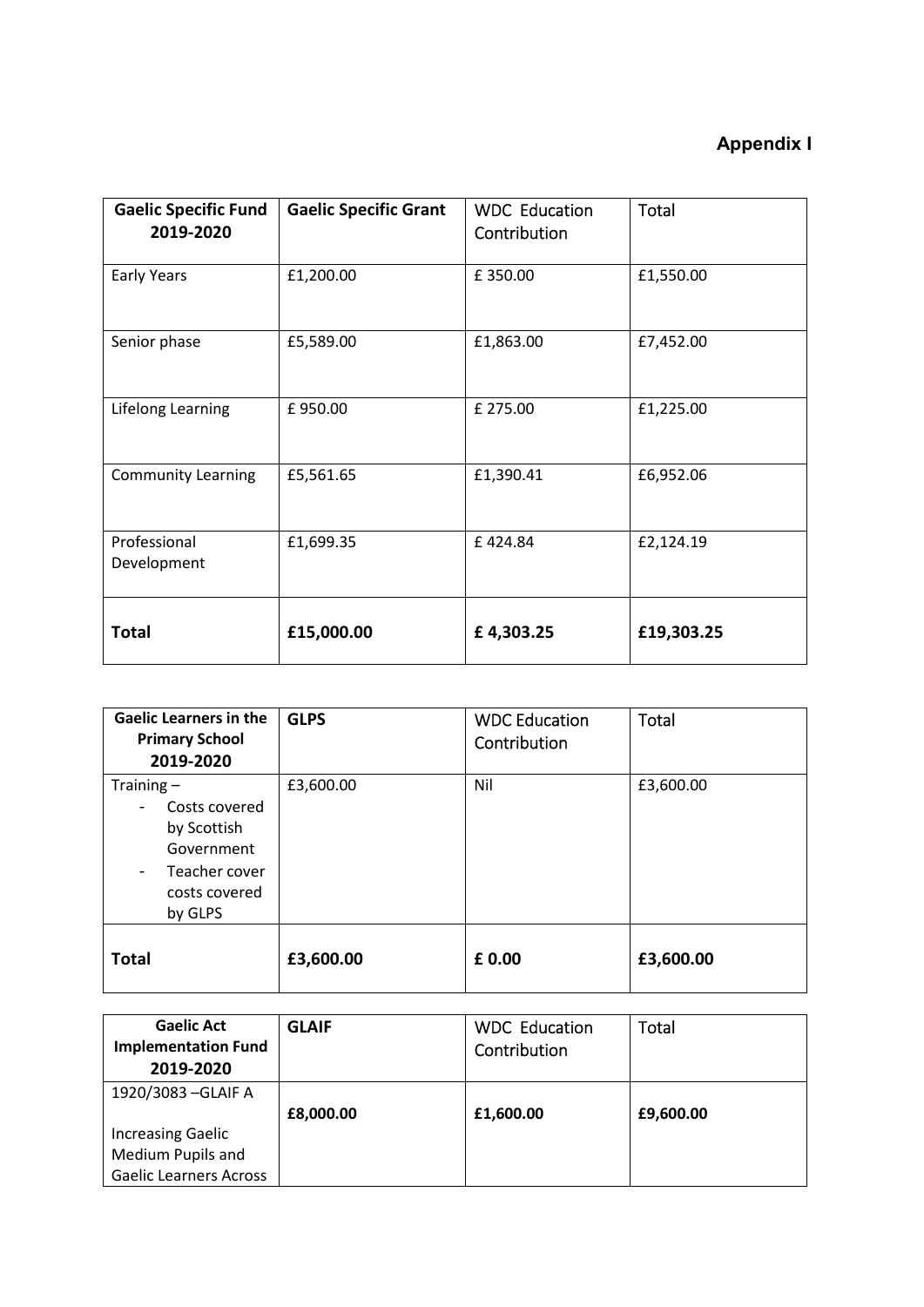**Appendix I**

| Gaelic Specific Fund 2019-2020 | Gaelic Specific Grant | WDC Education Contribution | Total |
| --- | --- | --- | --- |
| Early Years | £1,200.00 | £ 350.00 | £1,550.00 |
| Senior phase | £5,589.00 | £1,863.00 | £7,452.00 |
| Lifelong Learning | £ 950.00 | £ 275.00 | £1,225.00 |
| Community Learning | £5,561.65 | £1,390.41 | £6,952.06 |
| Professional Development | £1,699.35 | £ 424.84 | £2,124.19 |
| **Total** | **£15,000.00** | **£ 4,303.25** | **£19,303.25** |

| Gaelic Learners in the Primary School 2019-2020 | GLPS | WDC Education Contribution | Total |
| --- | --- | --- | --- |
| Training – <br>- Costs covered by Scottish Government <br>- Teacher cover costs covered by GLPS | £3,600.00 | Nil | £3,600.00 |
| **Total** | **£3,600.00** | **£ 0.00** | **£3,600.00** |

| Gaelic Act Implementation Fund 2019-2020 | GLAIF | WDC Education Contribution | Total |
| --- | --- | --- | --- |
| 1920/3083 –GLAIF A <br><br>Increasing Gaelic Medium Pupils and Gaelic Learners Across | **£8,000.00** | **£1,600.00** | **£9,600.00** |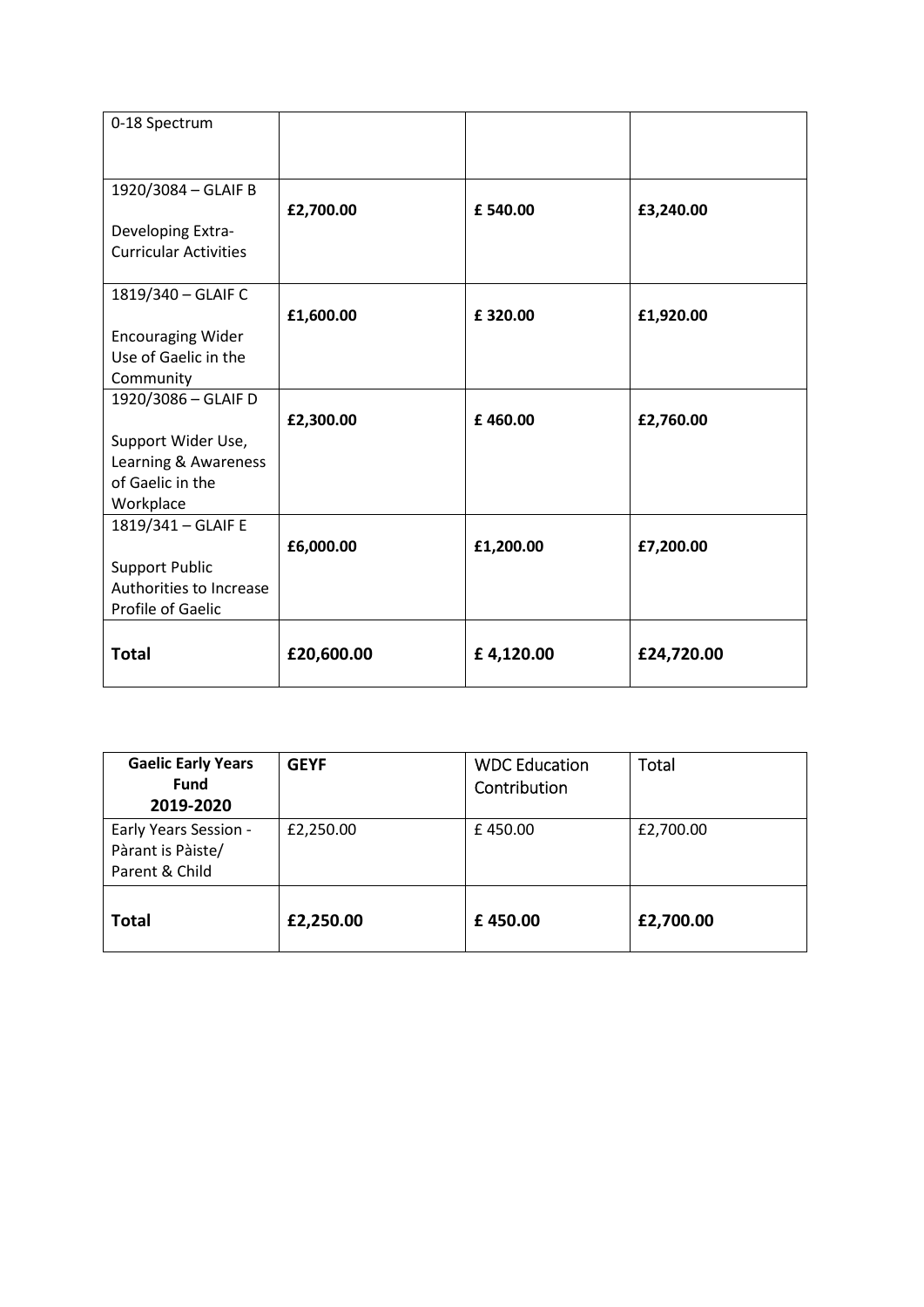| | | | |
|---|---|---|---|
| 0-18 Spectrum | | | |
| 1920/3084 – GLAIF B<br><br>Developing Extra-Curricular Activities | **£2,700.00** | **£ 540.00** | **£3,240.00** |
| 1819/340 – GLAIF C<br><br>Encouraging Wider Use of Gaelic in the Community | **£1,600.00** | **£ 320.00** | **£1,920.00** |
| 1920/3086 – GLAIF D<br><br>Support Wider Use, Learning & Awareness of Gaelic in the Workplace | **£2,300.00** | **£ 460.00** | **£2,760.00** |
| 1819/341 – GLAIF E<br><br>Support Public Authorities to Increase Profile of Gaelic | **£6,000.00** | **£1,200.00** | **£7,200.00** |
| **Total** | **£20,600.00** | **£ 4,120.00** | **£24,720.00** |

| **Gaelic Early Years Fund 2019-2020** | **GEYF** | WDC Education Contribution | Total |
|---|---|---|---|
| Early Years Session - Pàrant is Pàiste/ Parent & Child | £2,250.00 | £ 450.00 | £2,700.00 |
| **Total** | **£2,250.00** | **£ 450.00** | **£2,700.00** |